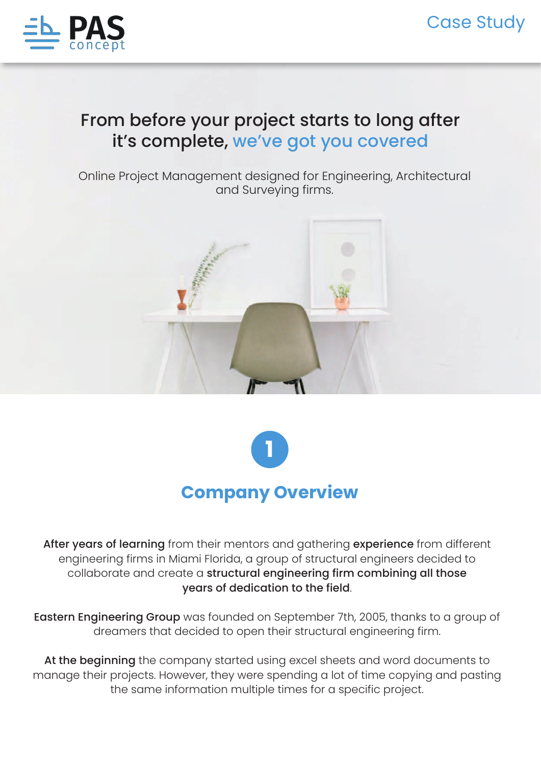PAS concept

Case Study

# From before your project starts to long after it's complete, we've got you covered

Online Project Management designed for Engineering, Architectural and Surveying firms.

1

## Company Overview

**After years of learning** from their mentors and gathering **experience** from different engineering firms in Miami Florida, a group of structural engineers decided to collaborate and create a **structural engineering firm combining all those years of dedication to the field**.

**Eastern Engineering Group** was founded on September 7th, 2005, thanks to a group of dreamers that decided to open their structural engineering firm.

**At the beginning** the company started using excel sheets and word documents to manage their projects. However, they were spending a lot of time copying and pasting the same information multiple times for a specific project.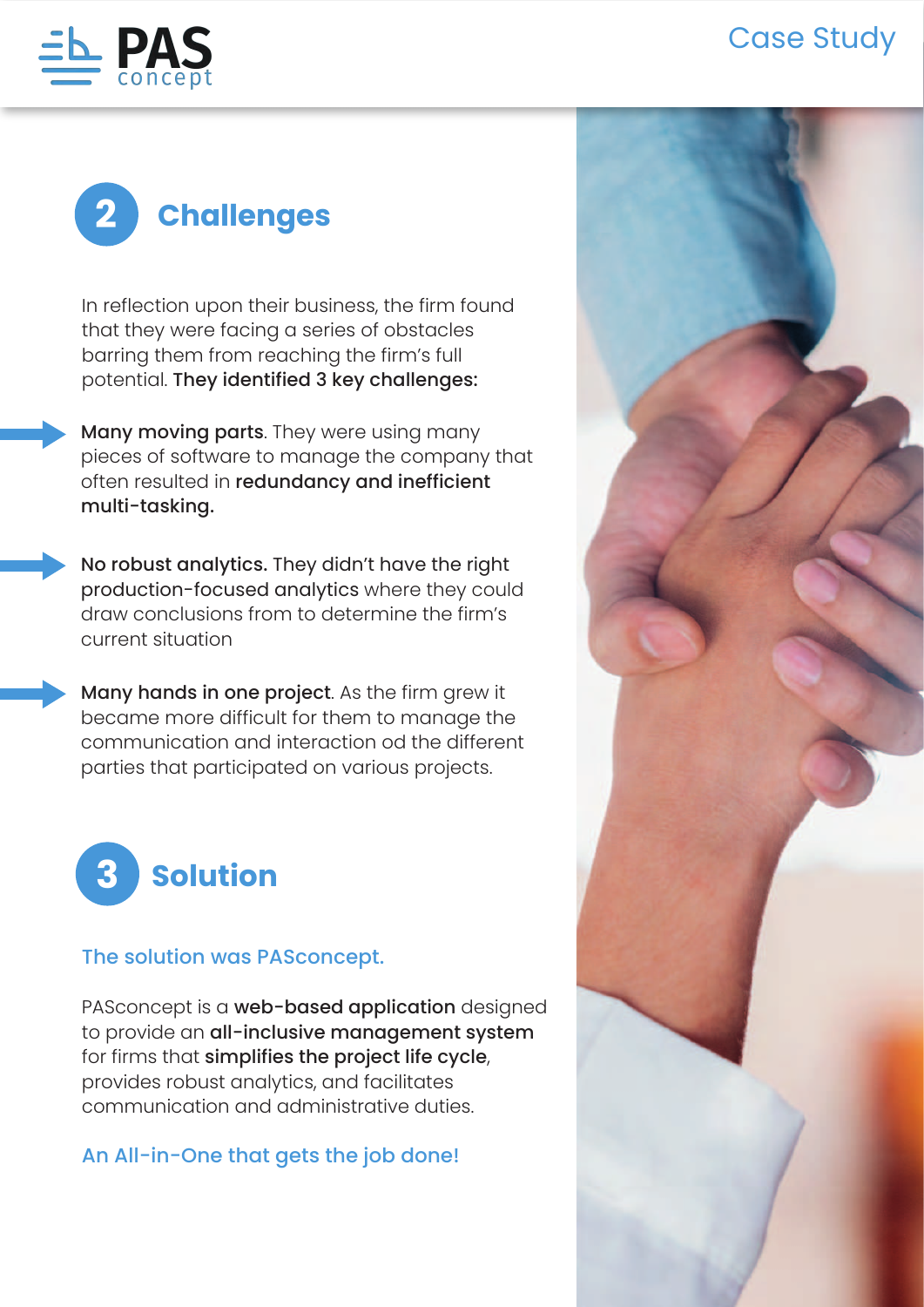## 2 Challenges

In reflection upon their business, the firm found that they were facing a series of obstacles barring them from reaching the firm's full potential. **They identified 3 key challenges:**

- **Many moving parts**. They were using many pieces of software to manage the company that often resulted in **redundancy and inefficient multi-tasking.**

- **No robust analytics.** They didn't have the right **production-focused analytics** where they could draw conclusions from to determine the firm's current situation

- **Many hands in one project**. As the firm grew it became more difficult for them to manage the communication and interaction od the different parties that participated on various projects.

## 3 Solution

The solution was PASconcept.

PASconcept is a **web-based application** designed to provide an **all-inclusive management system** for firms that **simplifies the project life cycle**, provides robust analytics, and facilitates communication and administrative duties.

An All-in-One that gets the job done!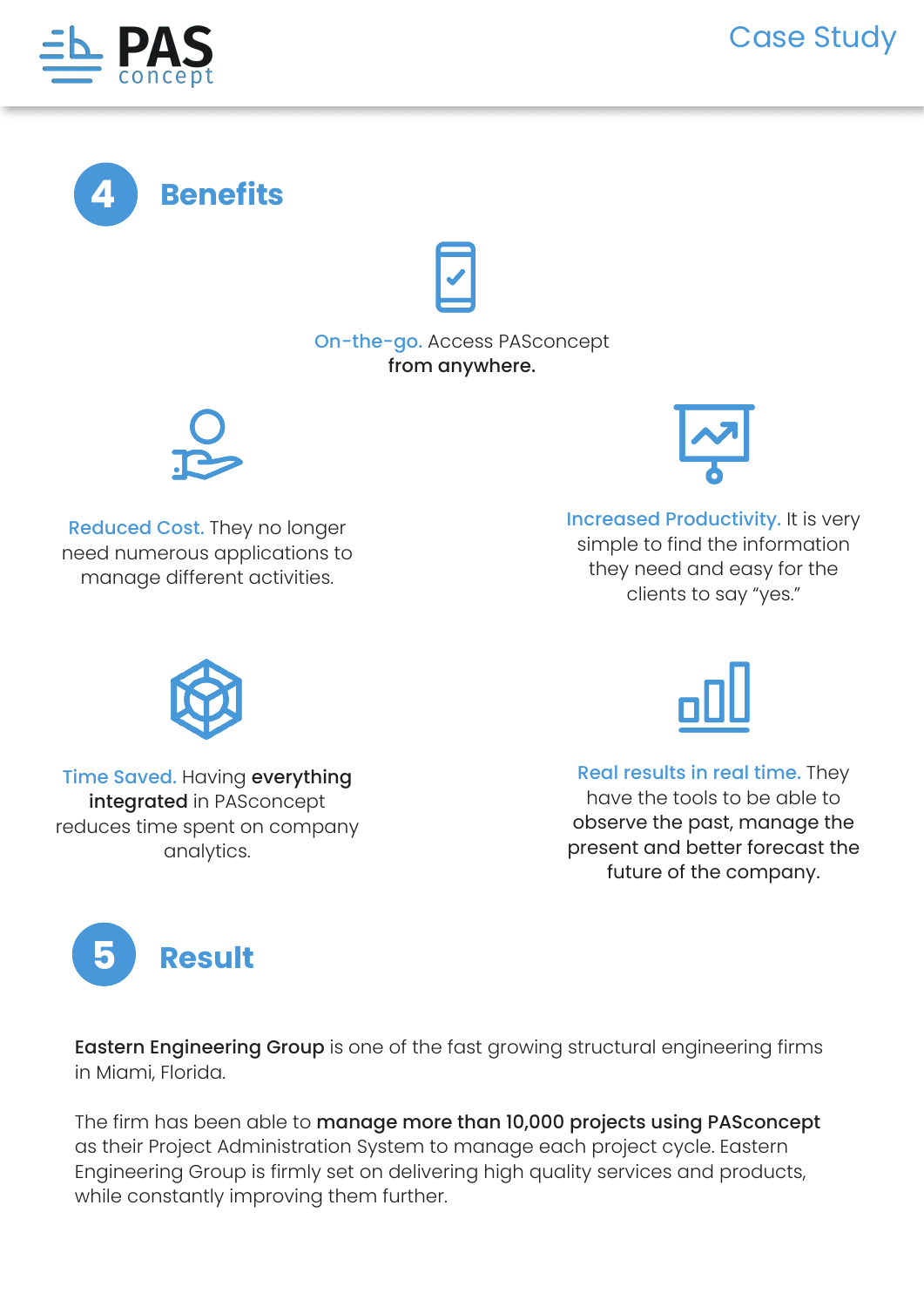## 4 Benefits

**On-the-go.** Access PASconcept **from anywhere.**

**Reduced Cost.** They no longer need numerous applications to manage different activities.

**Increased Productivity.** It is very simple to find the information they need and easy for the clients to say "yes."

**Time Saved.** Having **everything integrated** in PASconcept reduces time spent on company analytics.

**Real results in real time.** They have the tools to be able to **observe the past, manage the present and better forecast the future of the company.**

## 5 Result

**Eastern Engineering Group** is one of the fast growing structural engineering firms in Miami, Florida.

The firm has been able to **manage more than 10,000 projects using PASconcept** as their Project Administration System to manage each project cycle. Eastern Engineering Group is firmly set on delivering high quality services and products, while constantly improving them further.